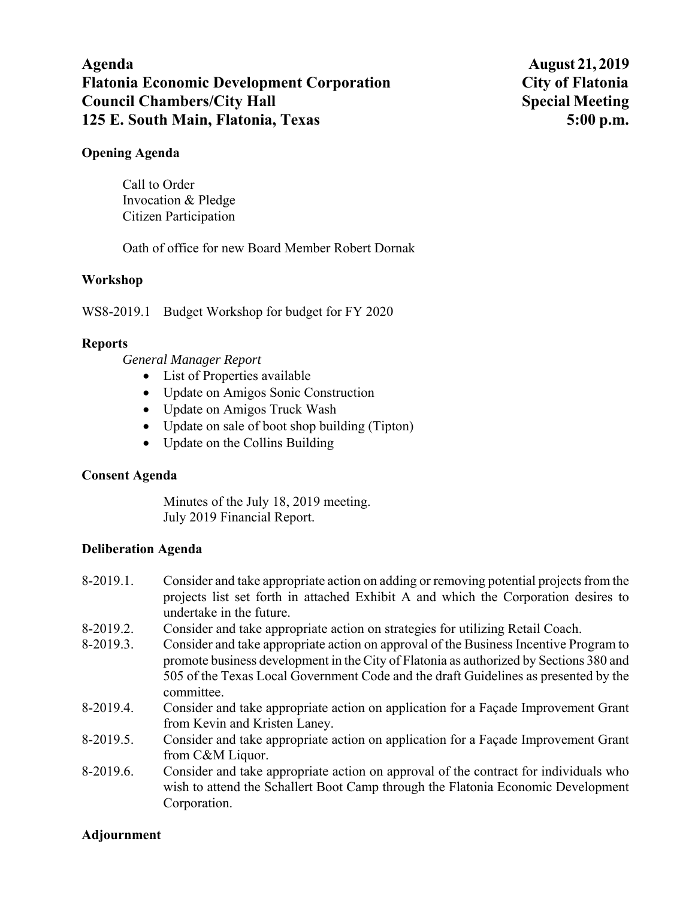**Agenda**
**Flatonia Economic Development Corporation**
**Council Chambers/City Hall**
**125 E. South Main, Flatonia, Texas**

**August 21, 2019**
**City of Flatonia**
**Special Meeting**
**5:00 p.m.**

### Opening Agenda

Call to Order
Invocation & Pledge
Citizen Participation

Oath of office for new Board Member Robert Dornak

### Workshop

WS8-2019.1 Budget Workshop for budget for FY 2020

### Reports

*General Manager Report*

- List of Properties available
- Update on Amigos Sonic Construction
- Update on Amigos Truck Wash
- Update on sale of boot shop building (Tipton)
- Update on the Collins Building

### Consent Agenda

Minutes of the July 18, 2019 meeting.
July 2019 Financial Report.

### Deliberation Agenda

8-2019.1. Consider and take appropriate action on adding or removing potential projects from the projects list set forth in attached Exhibit A and which the Corporation desires to undertake in the future.

8-2019.2. Consider and take appropriate action on strategies for utilizing Retail Coach.

8-2019.3. Consider and take appropriate action on approval of the Business Incentive Program to promote business development in the City of Flatonia as authorized by Sections 380 and 505 of the Texas Local Government Code and the draft Guidelines as presented by the committee.

8-2019.4. Consider and take appropriate action on application for a Façade Improvement Grant from Kevin and Kristen Laney.

8-2019.5. Consider and take appropriate action on application for a Façade Improvement Grant from C&M Liquor.

8-2019.6. Consider and take appropriate action on approval of the contract for individuals who wish to attend the Schallert Boot Camp through the Flatonia Economic Development Corporation.

### Adjournment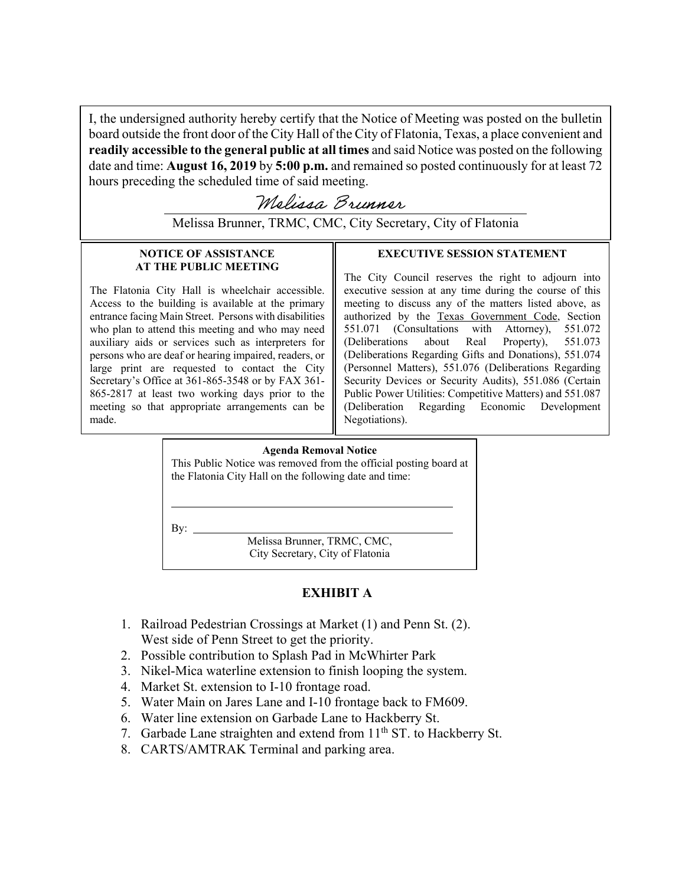I, the undersigned authority hereby certify that the Notice of Meeting was posted on the bulletin board outside the front door of the City Hall of the City of Flatonia, Texas, a place convenient and **readily accessible to the general public at all times** and said Notice was posted on the following date and time: **August 16, 2019** by **5:00 p.m.** and remained so posted continuously for at least 72 hours preceding the scheduled time of said meeting.

*Melissa Brunner*

Melissa Brunner, TRMC, CMC, City Secretary, City of Flatonia

**NOTICE OF ASSISTANCE AT THE PUBLIC MEETING**

The Flatonia City Hall is wheelchair accessible. Access to the building is available at the primary entrance facing Main Street. Persons with disabilities who plan to attend this meeting and who may need auxiliary aids or services such as interpreters for persons who are deaf or hearing impaired, readers, or large print are requested to contact the City Secretary's Office at 361-865-3548 or by FAX 361-865-2817 at least two working days prior to the meeting so that appropriate arrangements can be made.

**EXECUTIVE SESSION STATEMENT**

The City Council reserves the right to adjourn into executive session at any time during the course of this meeting to discuss any of the matters listed above, as authorized by the Texas Government Code, Section 551.071 (Consultations with Attorney), 551.072 (Deliberations about Real Property), 551.073 (Deliberations Regarding Gifts and Donations), 551.074 (Personnel Matters), 551.076 (Deliberations Regarding Security Devices or Security Audits), 551.086 (Certain Public Power Utilities: Competitive Matters) and 551.087 (Deliberation Regarding Economic Development Negotiations).

**Agenda Removal Notice**

This Public Notice was removed from the official posting board at the Flatonia City Hall on the following date and time:

\_\_\_\_\_\_\_\_\_\_\_\_\_\_\_\_\_\_\_\_\_\_\_\_\_\_\_\_\_\_\_\_\_\_\_\_\_\_\_\_

By: \_\_\_\_\_\_\_\_\_\_\_\_\_\_\_\_\_\_\_\_\_\_\_\_\_\_\_\_\_\_\_\_\_\_\_\_\_\_

Melissa Brunner, TRMC, CMC,
City Secretary, City of Flatonia

## EXHIBIT A

1. Railroad Pedestrian Crossings at Market (1) and Penn St. (2). West side of Penn Street to get the priority.
2. Possible contribution to Splash Pad in McWhirter Park
3. Nikel-Mica waterline extension to finish looping the system.
4. Market St. extension to I-10 frontage road.
5. Water Main on Jares Lane and I-10 frontage back to FM609.
6. Water line extension on Garbade Lane to Hackberry St.
7. Garbade Lane straighten and extend from 11th ST. to Hackberry St.
8. CARTS/AMTRAK Terminal and parking area.